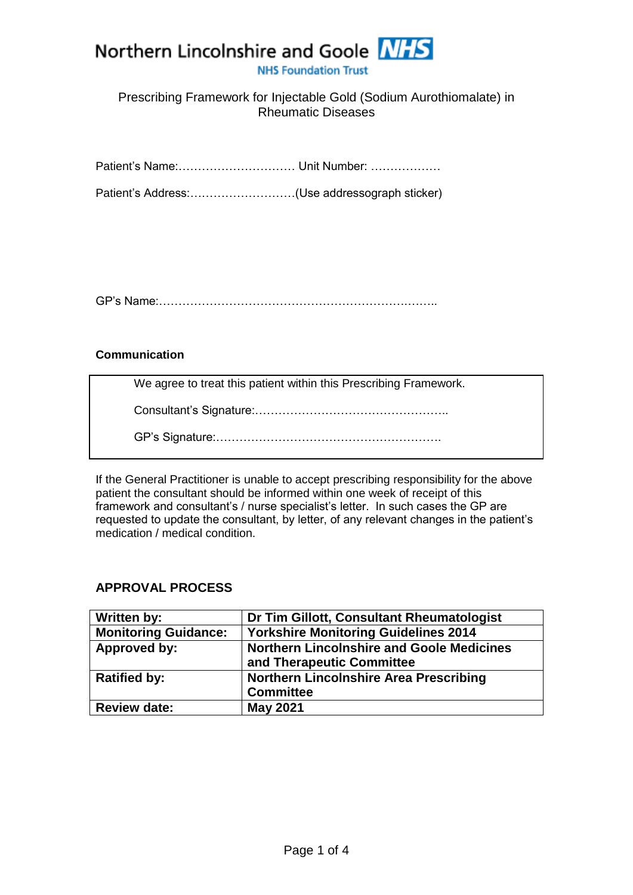Northern Lincolnshire and Goole NHS

NHS Foundation Trust

# Prescribing Framework for Injectable Gold (Sodium Aurothiomalate) in Rheumatic Diseases

Patient's Name:………………………… Unit Number: ………………

Patient's Address:………………………(Use addressograph sticker)

GP's Name:……………………………………………………….……..

**Communication**

> We agree to treat this patient within this Prescribing Framework.
>
> Consultant's Signature:…………………………………………..
>
> GP's Signature:………………………………………………….

If the General Practitioner is unable to accept prescribing responsibility for the above patient the consultant should be informed within one week of receipt of this framework and consultant's / nurse specialist's letter. In such cases the GP are requested to update the consultant, by letter, of any relevant changes in the patient's medication / medical condition.

## APPROVAL PROCESS

| **Written by:** | **Dr Tim Gillott, Consultant Rheumatologist** |
|---|---|
| **Monitoring Guidance:** | **Yorkshire Monitoring Guidelines 2014** |
| **Approved by:** | **Northern Lincolnshire and Goole Medicines and Therapeutic Committee** |
| **Ratified by:** | **Northern Lincolnshire Area Prescribing Committee** |
| **Review date:** | **May 2021** |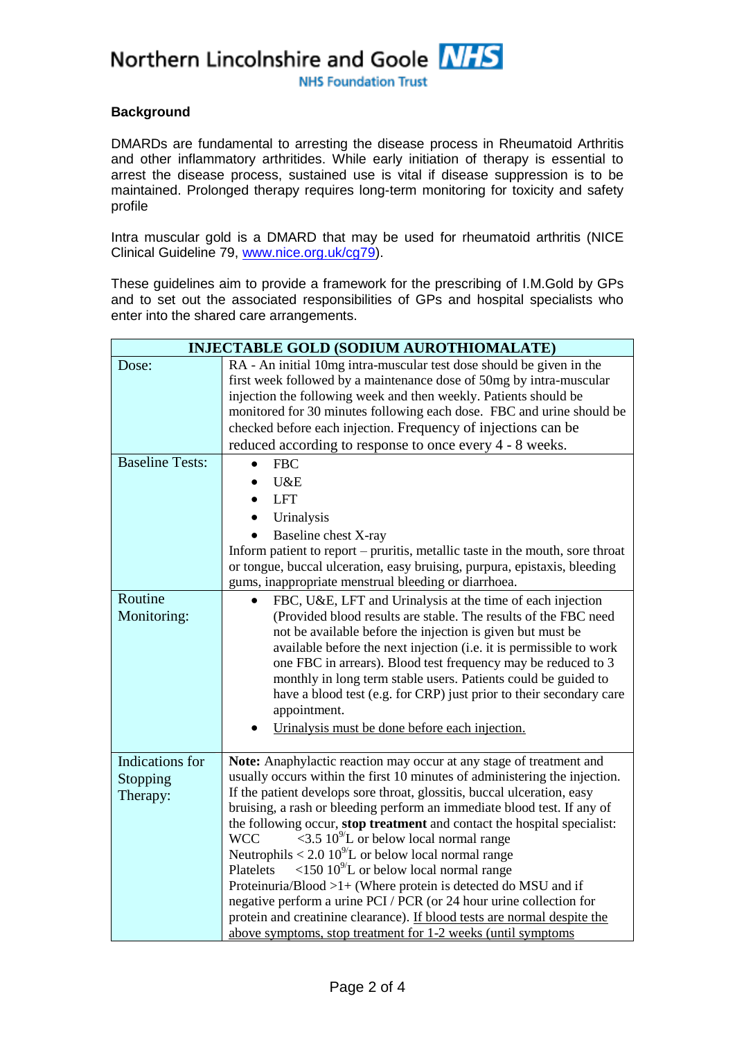## Background

DMARDs are fundamental to arresting the disease process in Rheumatoid Arthritis and other inflammatory arthritides. While early initiation of therapy is essential to arrest the disease process, sustained use is vital if disease suppression is to be maintained. Prolonged therapy requires long-term monitoring for toxicity and safety profile

Intra muscular gold is a DMARD that may be used for rheumatoid arthritis (NICE Clinical Guideline 79, www.nice.org.uk/cg79).

These guidelines aim to provide a framework for the prescribing of I.M.Gold by GPs and to set out the associated responsibilities of GPs and hospital specialists who enter into the shared care arrangements.

| INJECTABLE GOLD (SODIUM AUROTHIOMALATE) | |
|---|---|
| Dose: | RA - An initial 10mg intra-muscular test dose should be given in the first week followed by a maintenance dose of 50mg by intra-muscular injection the following week and then weekly. Patients should be monitored for 30 minutes following each dose. FBC and urine should be checked before each injection. Frequency of injections can be reduced according to response to once every 4 - 8 weeks. |
| Baseline Tests: | • FBC<br>• U&E<br>• LFT<br>• Urinalysis<br>• Baseline chest X-ray<br>Inform patient to report – pruritis, metallic taste in the mouth, sore throat or tongue, buccal ulceration, easy bruising, purpura, epistaxis, bleeding gums, inappropriate menstrual bleeding or diarrhoea. |
| Routine Monitoring: | • FBC, U&E, LFT and Urinalysis at the time of each injection (Provided blood results are stable. The results of the FBC need not be available before the injection is given but must be available before the next injection (i.e. it is permissible to work one FBC in arrears). Blood test frequency may be reduced to 3 monthly in long term stable users. Patients could be guided to have a blood test (e.g. for CRP) just prior to their secondary care appointment.<br>• <u>Urinalysis must be done before each injection.</u> |
| Indications for Stopping Therapy: | **Note:** Anaphylactic reaction may occur at any stage of treatment and usually occurs within the first 10 minutes of administering the injection. If the patient develops sore throat, glossitis, buccal ulceration, easy bruising, a rash or bleeding perform an immediate blood test. If any of the following occur, **stop treatment** and contact the hospital specialist:<br>WCC $<3.5\ 10^9$/L or below local normal range<br>Neutrophils $< 2.0\ 10^9$/L or below local normal range<br>Platelets $<150\ 10^9$/L or below local normal range<br>Proteinuria/Blood >1+ (Where protein is detected do MSU and if negative perform a urine PCI / PCR (or 24 hour urine collection for protein and creatinine clearance). <u>If blood tests are normal despite the above symptoms, stop treatment for 1-2 weeks (until symptoms</u> |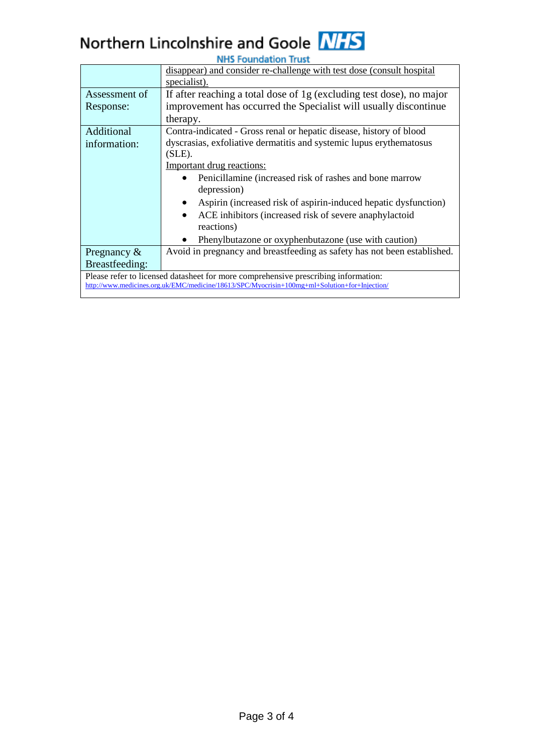| | |
|---|---|
| | disappear) and consider re-challenge with test dose (consult hospital specialist). |
| Assessment of Response: | If after reaching a total dose of 1g (excluding test dose), no major improvement has occurred the Specialist will usually discontinue therapy. |
| Additional information: | Contra-indicated - Gross renal or hepatic disease, history of blood dyscrasias, exfoliative dermatitis and systemic lupus erythematosus (SLE).<br>Important drug reactions:<br>• Penicillamine (increased risk of rashes and bone marrow depression)<br>• Aspirin (increased risk of aspirin-induced hepatic dysfunction)<br>• ACE inhibitors (increased risk of severe anaphylactoid reactions)<br>• Phenylbutazone or oxyphenbutazone (use with caution) |
| Pregnancy & Breastfeeding: | Avoid in pregnancy and breastfeeding as safety has not been established. |
| Please refer to licensed datasheet for more comprehensive prescribing information:<br>http://www.medicines.org.uk/EMC/medicine/18613/SPC/Myocrisin+100mg+ml+Solution+for+Injection/ | |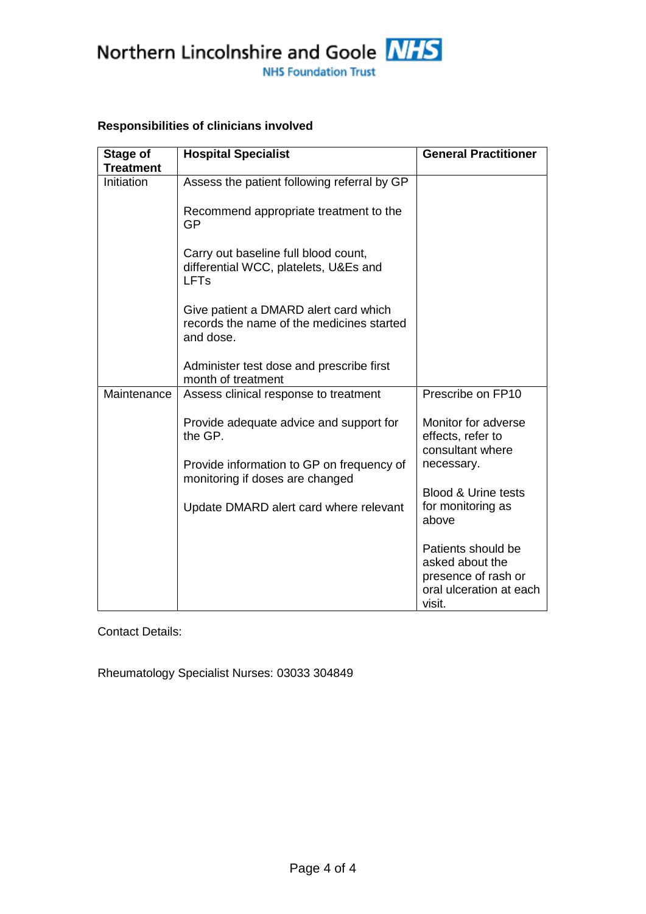**Responsibilities of clinicians involved**

| Stage of Treatment | Hospital Specialist | General Practitioner |
|---|---|---|
| Initiation | Assess the patient following referral by GP<br><br>Recommend appropriate treatment to the GP<br><br>Carry out baseline full blood count, differential WCC, platelets, U&Es and LFTs<br><br>Give patient a DMARD alert card which records the name of the medicines started and dose.<br><br>Administer test dose and prescribe first month of treatment | |
| Maintenance | Assess clinical response to treatment<br><br>Provide adequate advice and support for the GP.<br><br>Provide information to GP on frequency of monitoring if doses are changed<br><br>Update DMARD alert card where relevant | Prescribe on FP10<br><br>Monitor for adverse effects, refer to consultant where necessary.<br><br>Blood & Urine tests for monitoring as above<br><br>Patients should be asked about the presence of rash or oral ulceration at each visit. |

Contact Details:

Rheumatology Specialist Nurses: 03033 304849